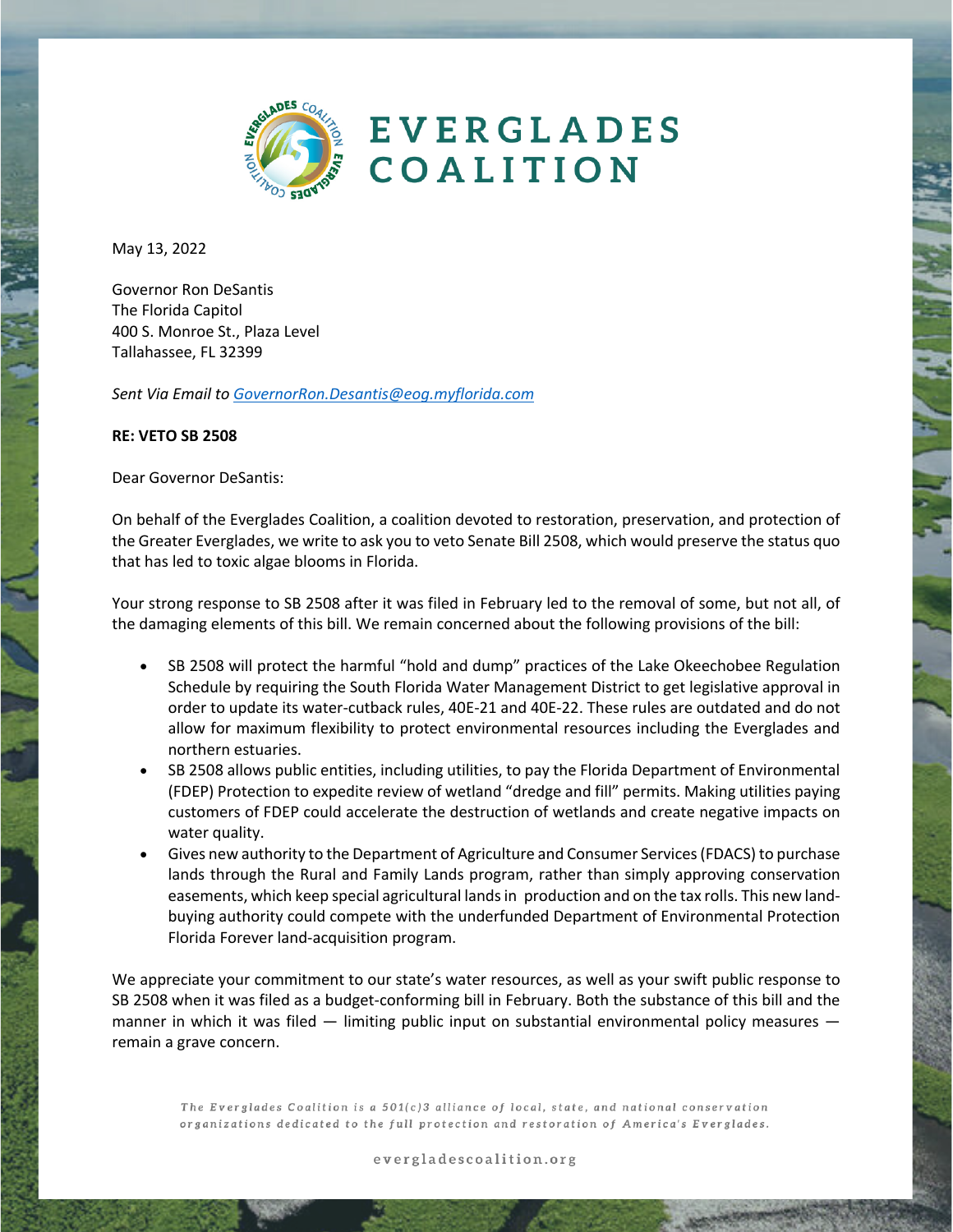EVERGLADES COALITION

May 13, 2022

Governor Ron DeSantis
The Florida Capitol
400 S. Monroe St., Plaza Level
Tallahassee, FL 32399

*Sent Via Email to [GovernorRon.Desantis@eog.myflorida.com](mailto:GovernorRon.Desantis@eog.myflorida.com)*

**RE: VETO SB 2508**

Dear Governor DeSantis:

On behalf of the Everglades Coalition, a coalition devoted to restoration, preservation, and protection of the Greater Everglades, we write to ask you to veto Senate Bill 2508, which would preserve the status quo that has led to toxic algae blooms in Florida.

Your strong response to SB 2508 after it was filed in February led to the removal of some, but not all, of the damaging elements of this bill. We remain concerned about the following provisions of the bill:

- SB 2508 will protect the harmful "hold and dump" practices of the Lake Okeechobee Regulation Schedule by requiring the South Florida Water Management District to get legislative approval in order to update its water-cutback rules, 40E-21 and 40E-22. These rules are outdated and do not allow for maximum flexibility to protect environmental resources including the Everglades and northern estuaries.
- SB 2508 allows public entities, including utilities, to pay the Florida Department of Environmental (FDEP) Protection to expedite review of wetland "dredge and fill" permits. Making utilities paying customers of FDEP could accelerate the destruction of wetlands and create negative impacts on water quality.
- Gives new authority to the Department of Agriculture and Consumer Services (FDACS) to purchase lands through the Rural and Family Lands program, rather than simply approving conservation easements, which keep special agricultural lands in production and on the tax rolls. This new land-buying authority could compete with the underfunded Department of Environmental Protection Florida Forever land-acquisition program.

We appreciate your commitment to our state's water resources, as well as your swift public response to SB 2508 when it was filed as a budget-conforming bill in February. Both the substance of this bill and the manner in which it was filed — limiting public input on substantial environmental policy measures — remain a grave concern.

*The Everglades Coalition is a 501(c)3 alliance of local, state, and national conservation organizations dedicated to the full protection and restoration of America's Everglades.*

evergladescoalition.org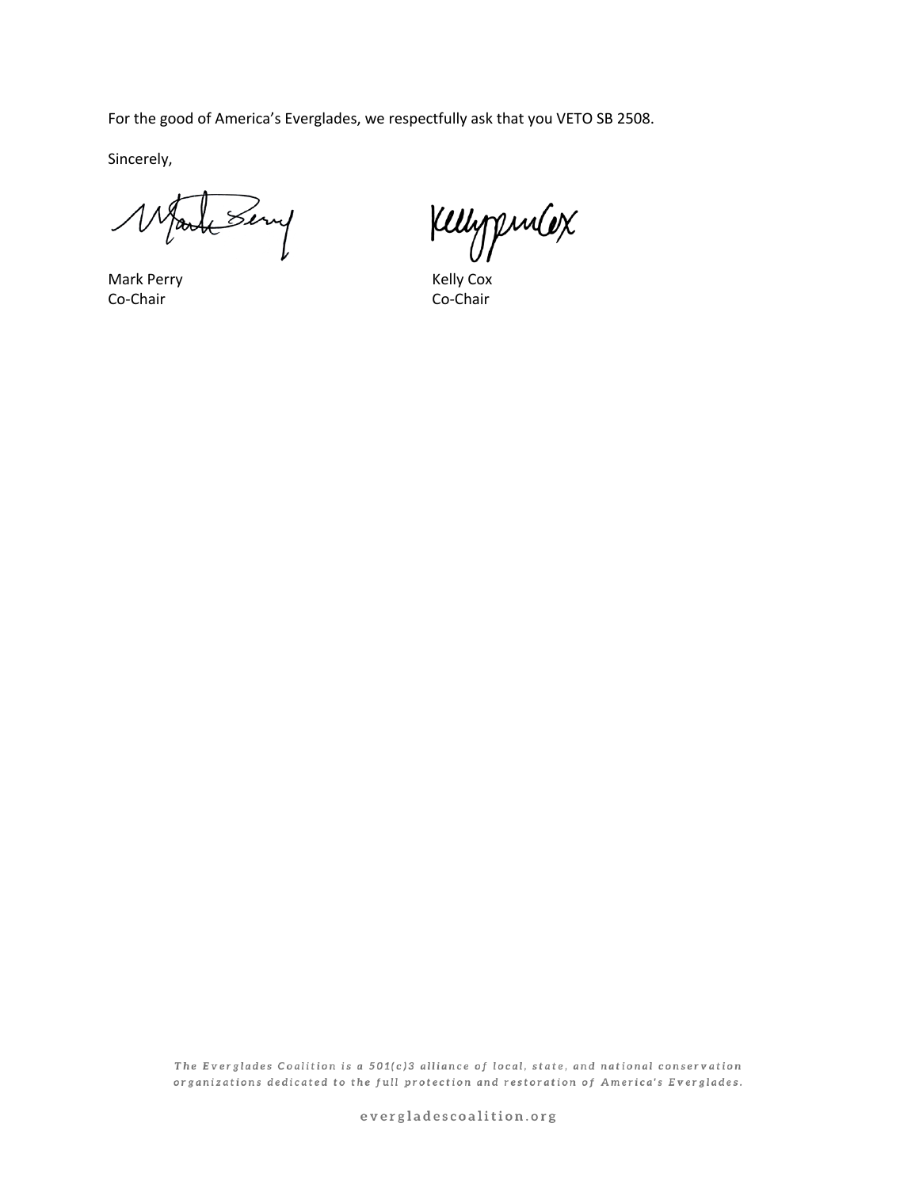For the good of America's Everglades, we respectfully ask that you VETO SB 2508.

Sincerely,

Mark Perry
Co-Chair

Kelly Cox
Co-Chair

*The Everglades Coalition is a 501(c)3 alliance of local, state, and national conservation organizations dedicated to the full protection and restoration of America's Everglades.*

evergladescoalition.org